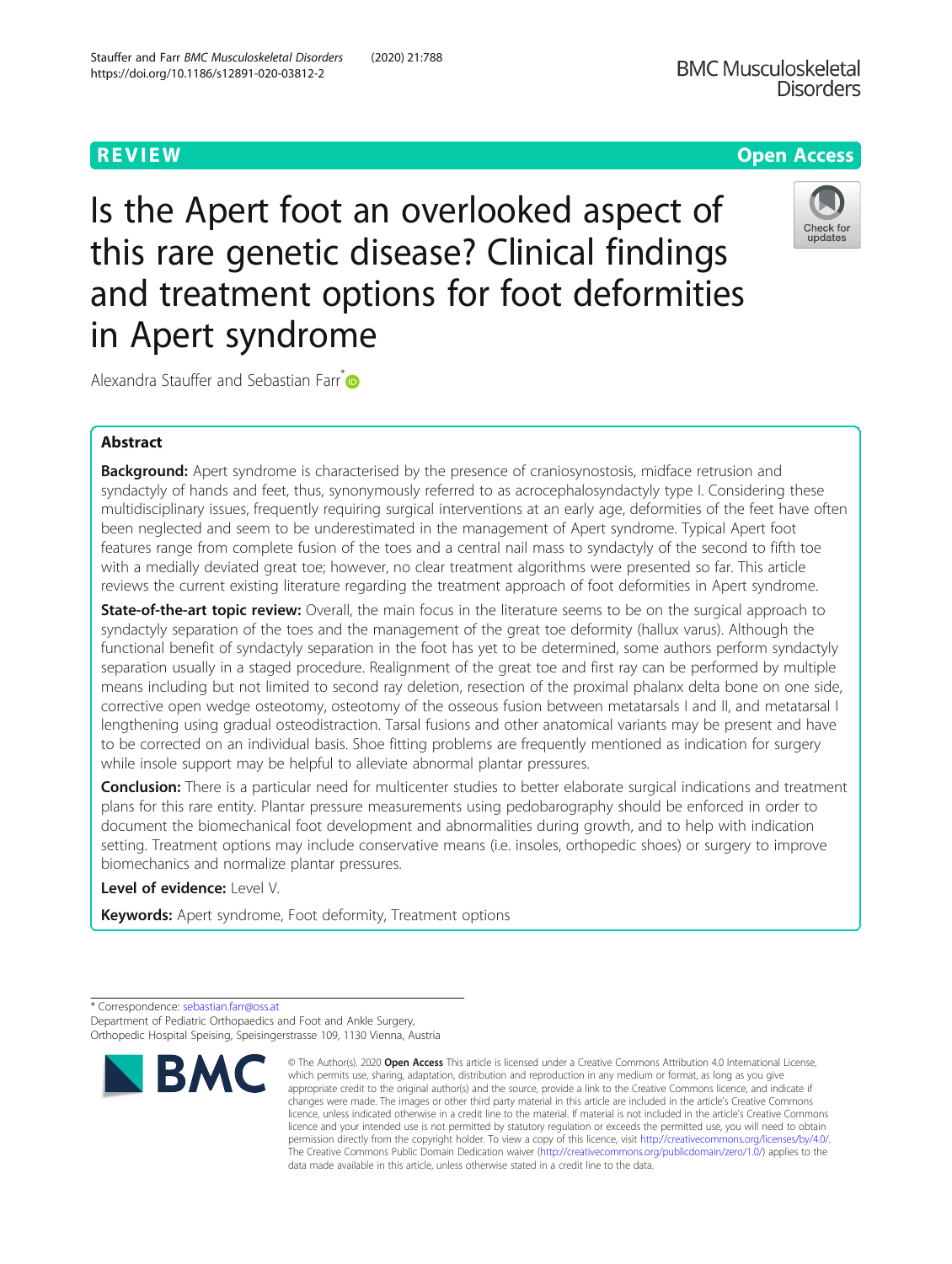REVIEW

Open Access

# Is the Apert foot an overlooked aspect of this rare genetic disease? Clinical findings and treatment options for foot deformities in Apert syndrome

Alexandra Stauffer and Sebastian Farr*

## Abstract

**Background:** Apert syndrome is characterised by the presence of craniosynostosis, midface retrusion and syndactyly of hands and feet, thus, synonymously referred to as acrocephalosyndactyly type I. Considering these multidisciplinary issues, frequently requiring surgical interventions at an early age, deformities of the feet have often been neglected and seem to be underestimated in the management of Apert syndrome. Typical Apert foot features range from complete fusion of the toes and a central nail mass to syndactyly of the second to fifth toe with a medially deviated great toe; however, no clear treatment algorithms were presented so far. This article reviews the current existing literature regarding the treatment approach of foot deformities in Apert syndrome.

**State-of-the-art topic review:** Overall, the main focus in the literature seems to be on the surgical approach to syndactyly separation of the toes and the management of the great toe deformity (hallux varus). Although the functional benefit of syndactyly separation in the foot has yet to be determined, some authors perform syndactyly separation usually in a staged procedure. Realignment of the great toe and first ray can be performed by multiple means including but not limited to second ray deletion, resection of the proximal phalanx delta bone on one side, corrective open wedge osteotomy, osteotomy of the osseous fusion between metatarsals I and II, and metatarsal I lengthening using gradual osteodistraction. Tarsal fusions and other anatomical variants may be present and have to be corrected on an individual basis. Shoe fitting problems are frequently mentioned as indication for surgery while insole support may be helpful to alleviate abnormal plantar pressures.

**Conclusion:** There is a particular need for multicenter studies to better elaborate surgical indications and treatment plans for this rare entity. Plantar pressure measurements using pedobarography should be enforced in order to document the biomechanical foot development and abnormalities during growth, and to help with indication setting. Treatment options may include conservative means (i.e. insoles, orthopedic shoes) or surgery to improve biomechanics and normalize plantar pressures.

**Level of evidence:** Level V.

**Keywords:** Apert syndrome, Foot deformity, Treatment options

\* Correspondence: sebastian.farr@oss.at
Department of Pediatric Orthopaedics and Foot and Ankle Surgery, Orthopedic Hospital Speising, Speisingerstrasse 109, 1130 Vienna, Austria

© The Author(s). 2020 **Open Access** This article is licensed under a Creative Commons Attribution 4.0 International License, which permits use, sharing, adaptation, distribution and reproduction in any medium or format, as long as you give appropriate credit to the original author(s) and the source, provide a link to the Creative Commons licence, and indicate if changes were made. The images or other third party material in this article are included in the article's Creative Commons licence, unless indicated otherwise in a credit line to the material. If material is not included in the article's Creative Commons licence and your intended use is not permitted by statutory regulation or exceeds the permitted use, you will need to obtain permission directly from the copyright holder. To view a copy of this licence, visit http://creativecommons.org/licenses/by/4.0/. The Creative Commons Public Domain Dedication waiver (http://creativecommons.org/publicdomain/zero/1.0/) applies to the data made available in this article, unless otherwise stated in a credit line to the data.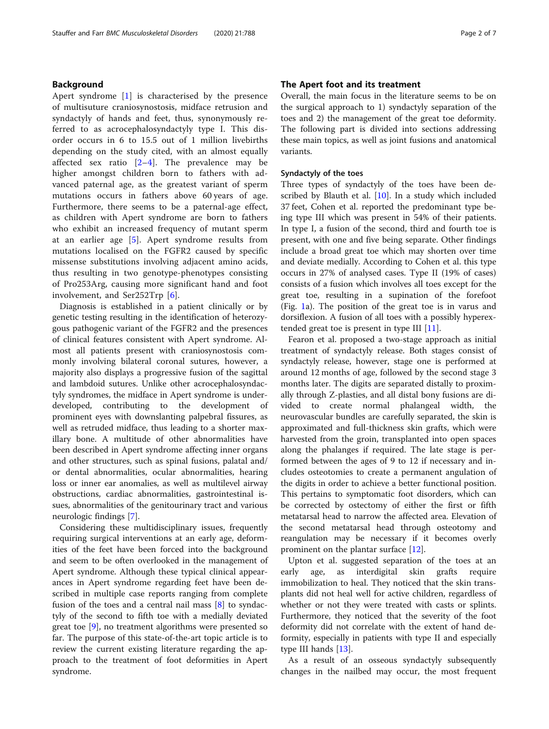## Background

Apert syndrome [1] is characterised by the presence of multisuture craniosynostosis, midface retrusion and syndactyly of hands and feet, thus, synonymously referred to as acrocephalosyndactyly type I. This disorder occurs in 6 to 15.5 out of 1 million livebirths depending on the study cited, with an almost equally affected sex ratio [2–4]. The prevalence may be higher amongst children born to fathers with advanced paternal age, as the greatest variant of sperm mutations occurs in fathers above 60 years of age. Furthermore, there seems to be a paternal-age effect, as children with Apert syndrome are born to fathers who exhibit an increased frequency of mutant sperm at an earlier age [5]. Apert syndrome results from mutations localised on the FGFR2 caused by specific missense substitutions involving adjacent amino acids, thus resulting in two genotype-phenotypes consisting of Pro253Arg, causing more significant hand and foot involvement, and Ser252Trp [6].

Diagnosis is established in a patient clinically or by genetic testing resulting in the identification of heterozygous pathogenic variant of the FGFR2 and the presences of clinical features consistent with Apert syndrome. Almost all patients present with craniosynostosis commonly involving bilateral coronal sutures, however, a majority also displays a progressive fusion of the sagittal and lambdoid sutures. Unlike other acrocephalosyndactyly syndromes, the midface in Apert syndrome is underdeveloped, contributing to the development of prominent eyes with downslanting palpebral fissures, as well as retruded midface, thus leading to a shorter maxillary bone. A multitude of other abnormalities have been described in Apert syndrome affecting inner organs and other structures, such as spinal fusions, palatal and/or dental abnormalities, ocular abnormalities, hearing loss or inner ear anomalies, as well as multilevel airway obstructions, cardiac abnormalities, gastrointestinal issues, abnormalities of the genitourinary tract and various neurologic findings [7].

Considering these multidisciplinary issues, frequently requiring surgical interventions at an early age, deformities of the feet have been forced into the background and seem to be often overlooked in the management of Apert syndrome. Although these typical clinical appearances in Apert syndrome regarding feet have been described in multiple case reports ranging from complete fusion of the toes and a central nail mass [8] to syndactyly of the second to fifth toe with a medially deviated great toe [9], no treatment algorithms were presented so far. The purpose of this state-of-the-art topic article is to review the current existing literature regarding the approach to the treatment of foot deformities in Apert syndrome.

## The Apert foot and its treatment

Overall, the main focus in the literature seems to be on the surgical approach to 1) syndactyly separation of the toes and 2) the management of the great toe deformity. The following part is divided into sections addressing these main topics, as well as joint fusions and anatomical variants.

### Syndactyly of the toes

Three types of syndactyly of the toes have been described by Blauth et al. [10]. In a study which included 37 feet, Cohen et al. reported the predominant type being type III which was present in 54% of their patients. In type I, a fusion of the second, third and fourth toe is present, with one and five being separate. Other findings include a broad great toe which may shorten over time and deviate medially. According to Cohen et al. this type occurs in 27% of analysed cases. Type II (19% of cases) consists of a fusion which involves all toes except for the great toe, resulting in a supination of the forefoot (Fig. 1a). The position of the great toe is in varus and dorsiflexion. A fusion of all toes with a possibly hyperextended great toe is present in type III [11].

Fearon et al. proposed a two-stage approach as initial treatment of syndactyly release. Both stages consist of syndactyly release, however, stage one is performed at around 12 months of age, followed by the second stage 3 months later. The digits are separated distally to proximally through Z-plasties, and all distal bony fusions are divided to create normal phalangeal width, the neurovascular bundles are carefully separated, the skin is approximated and full-thickness skin grafts, which were harvested from the groin, transplanted into open spaces along the phalanges if required. The late stage is performed between the ages of 9 to 12 if necessary and includes osteotomies to create a permanent angulation of the digits in order to achieve a better functional position. This pertains to symptomatic foot disorders, which can be corrected by ostectomy of either the first or fifth metatarsal head to narrow the affected area. Elevation of the second metatarsal head through osteotomy and reangulation may be necessary if it becomes overly prominent on the plantar surface [12].

Upton et al. suggested separation of the toes at an early age, as interdigital skin grafts require immobilization to heal. They noticed that the skin transplants did not heal well for active children, regardless of whether or not they were treated with casts or splints. Furthermore, they noticed that the severity of the foot deformity did not correlate with the extent of hand deformity, especially in patients with type II and especially type III hands [13].

As a result of an osseous syndactyly subsequently changes in the nailbed may occur, the most frequent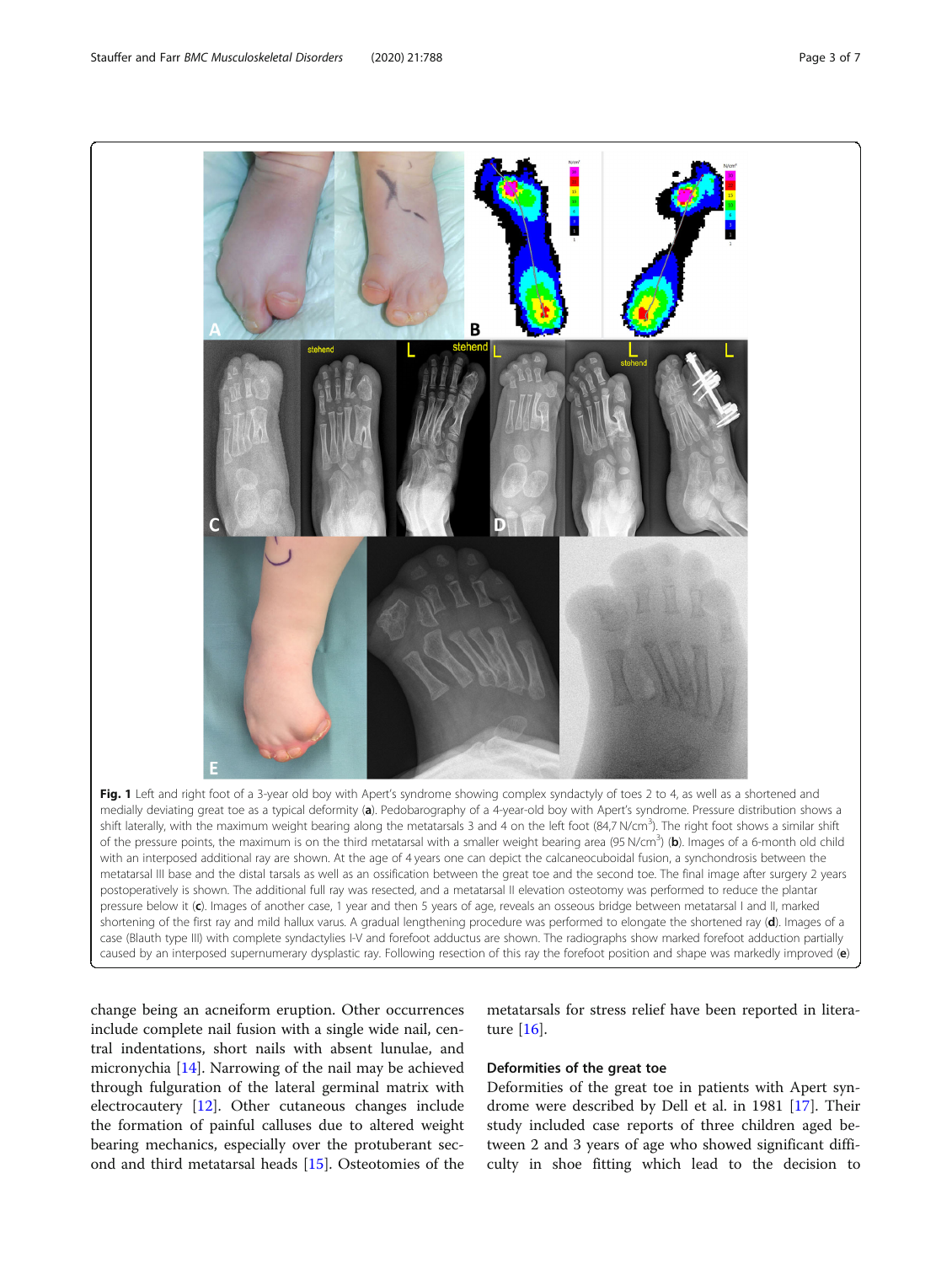**Fig. 1** Left and right foot of a 3-year old boy with Apert's syndrome showing complex syndactyly of toes 2 to 4, as well as a shortened and medially deviating great toe as a typical deformity (**a**). Pedobarography of a 4-year-old boy with Apert's syndrome. Pressure distribution shows a shift laterally, with the maximum weight bearing along the metatarsals 3 and 4 on the left foot (84,7 N/cm$^3$). The right foot shows a similar shift of the pressure points, the maximum is on the third metatarsal with a smaller weight bearing area (95 N/cm$^3$) (**b**). Images of a 6-month old child with an interposed additional ray are shown. At the age of 4 years one can depict the calcaneocuboidal fusion, a synchondrosis between the metatarsal III base and the distal tarsals as well as an ossification between the great toe and the second toe. The final image after surgery 2 years postoperatively is shown. The additional full ray was resected, and a metatarsal II elevation osteotomy was performed to reduce the plantar pressure below it (**c**). Images of another case, 1 year and then 5 years of age, reveals an osseous bridge between metatarsal I and II, marked shortening of the first ray and mild hallux varus. A gradual lengthening procedure was performed to elongate the shortened ray (**d**). Images of a case (Blauth type III) with complete syndactylies I-V and forefoot adductus are shown. The radiographs show marked forefoot adduction partially caused by an interposed supernumerary dysplastic ray. Following resection of this ray the forefoot position and shape was markedly improved (**e**)

change being an acneiform eruption. Other occurrences include complete nail fusion with a single wide nail, central indentations, short nails with absent lunulae, and micronychia [14]. Narrowing of the nail may be achieved through fulguration of the lateral germinal matrix with electrocautery [12]. Other cutaneous changes include the formation of painful calluses due to altered weight bearing mechanics, especially over the protuberant second and third metatarsal heads [15]. Osteotomies of the metatarsals for stress relief have been reported in literature [16].

### Deformities of the great toe

Deformities of the great toe in patients with Apert syndrome were described by Dell et al. in 1981 [17]. Their study included case reports of three children aged between 2 and 3 years of age who showed significant difficulty in shoe fitting which lead to the decision to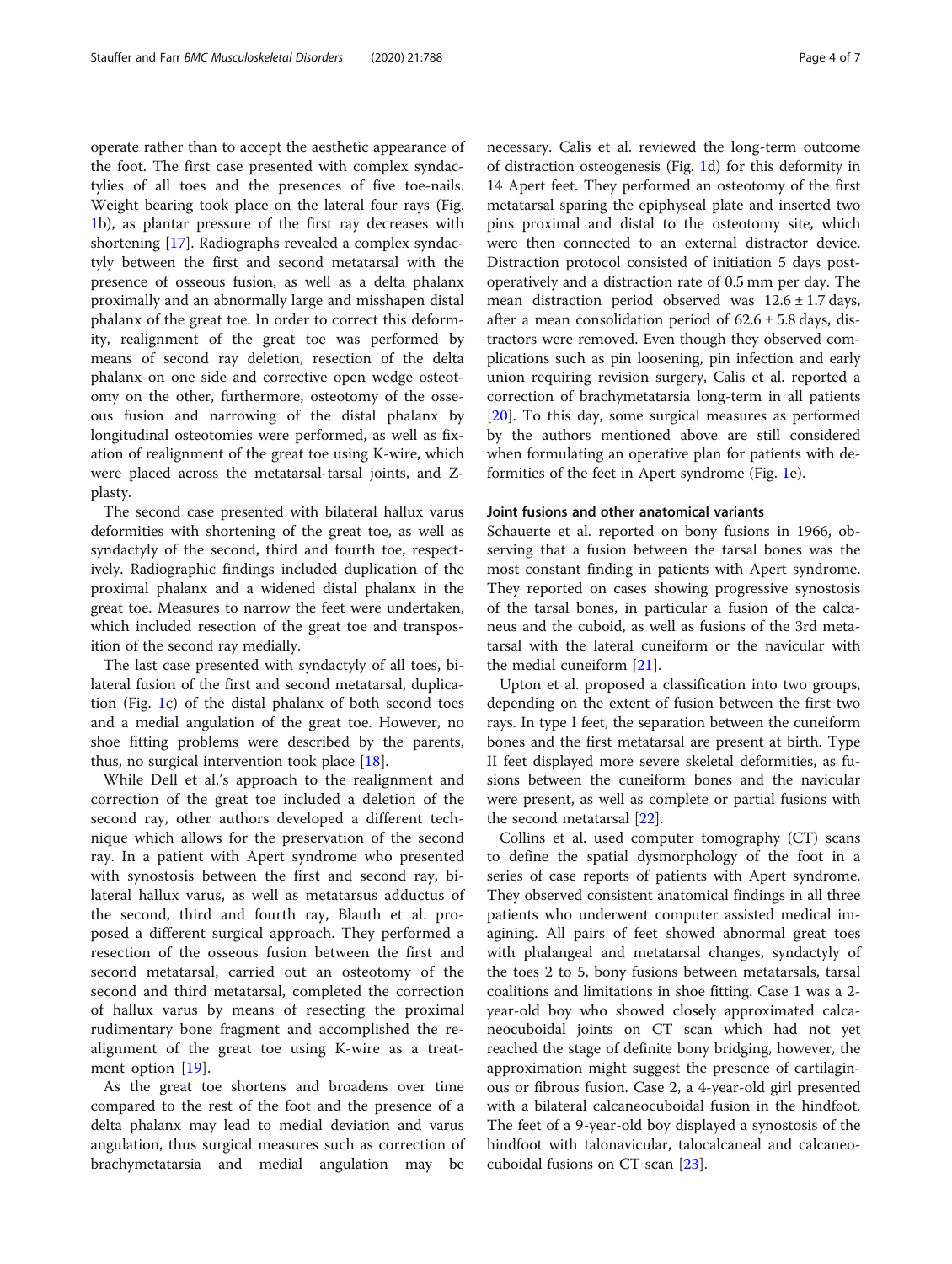operate rather than to accept the aesthetic appearance of the foot. The first case presented with complex syndactylies of all toes and the presences of five toe-nails. Weight bearing took place on the lateral four rays (Fig. 1b), as plantar pressure of the first ray decreases with shortening [17]. Radiographs revealed a complex syndactyly between the first and second metatarsal with the presence of osseous fusion, as well as a delta phalanx proximally and an abnormally large and misshapen distal phalanx of the great toe. In order to correct this deformity, realignment of the great toe was performed by means of second ray deletion, resection of the delta phalanx on one side and corrective open wedge osteotomy on the other, furthermore, osteotomy of the osseous fusion and narrowing of the distal phalanx by longitudinal osteotomies were performed, as well as fixation of realignment of the great toe using K-wire, which were placed across the metatarsal-tarsal joints, and Z-plasty.

The second case presented with bilateral hallux varus deformities with shortening of the great toe, as well as syndactyly of the second, third and fourth toe, respectively. Radiographic findings included duplication of the proximal phalanx and a widened distal phalanx in the great toe. Measures to narrow the feet were undertaken, which included resection of the great toe and transposition of the second ray medially.

The last case presented with syndactyly of all toes, bilateral fusion of the first and second metatarsal, duplication (Fig. 1c) of the distal phalanx of both second toes and a medial angulation of the great toe. However, no shoe fitting problems were described by the parents, thus, no surgical intervention took place [18].

While Dell et al.'s approach to the realignment and correction of the great toe included a deletion of the second ray, other authors developed a different technique which allows for the preservation of the second ray. In a patient with Apert syndrome who presented with synostosis between the first and second ray, bilateral hallux varus, as well as metatarsus adductus of the second, third and fourth ray, Blauth et al. proposed a different surgical approach. They performed a resection of the osseous fusion between the first and second metatarsal, carried out an osteotomy of the second and third metatarsal, completed the correction of hallux varus by means of resecting the proximal rudimentary bone fragment and accomplished the realignment of the great toe using K-wire as a treatment option [19].

As the great toe shortens and broadens over time compared to the rest of the foot and the presence of a delta phalanx may lead to medial deviation and varus angulation, thus surgical measures such as correction of brachymetatarsia and medial angulation may be necessary. Calis et al. reviewed the long-term outcome of distraction osteogenesis (Fig. 1d) for this deformity in 14 Apert feet. They performed an osteotomy of the first metatarsal sparing the epiphyseal plate and inserted two pins proximal and distal to the osteotomy site, which were then connected to an external distractor device. Distraction protocol consisted of initiation 5 days postoperatively and a distraction rate of 0.5 mm per day. The mean distraction period observed was $12.6 \pm 1.7$ days, after a mean consolidation period of $62.6 \pm 5.8$ days, distractors were removed. Even though they observed complications such as pin loosening, pin infection and early union requiring revision surgery, Calis et al. reported a correction of brachymetatarsia long-term in all patients [20]. To this day, some surgical measures as performed by the authors mentioned above are still considered when formulating an operative plan for patients with deformities of the feet in Apert syndrome (Fig. 1e).

### Joint fusions and other anatomical variants

Schauerte et al. reported on bony fusions in 1966, observing that a fusion between the tarsal bones was the most constant finding in patients with Apert syndrome. They reported on cases showing progressive synostosis of the tarsal bones, in particular a fusion of the calcaneus and the cuboid, as well as fusions of the 3rd metatarsal with the lateral cuneiform or the navicular with the medial cuneiform [21].

Upton et al. proposed a classification into two groups, depending on the extent of fusion between the first two rays. In type I feet, the separation between the cuneiform bones and the first metatarsal are present at birth. Type II feet displayed more severe skeletal deformities, as fusions between the cuneiform bones and the navicular were present, as well as complete or partial fusions with the second metatarsal [22].

Collins et al. used computer tomography (CT) scans to define the spatial dysmorphology of the foot in a series of case reports of patients with Apert syndrome. They observed consistent anatomical findings in all three patients who underwent computer assisted medical imagining. All pairs of feet showed abnormal great toes with phalangeal and metatarsal changes, syndactyly of the toes 2 to 5, bony fusions between metatarsals, tarsal coalitions and limitations in shoe fitting. Case 1 was a 2-year-old boy who showed closely approximated calcaneocuboidal joints on CT scan which had not yet reached the stage of definite bony bridging, however, the approximation might suggest the presence of cartilaginous or fibrous fusion. Case 2, a 4-year-old girl presented with a bilateral calcaneocuboidal fusion in the hindfoot. The feet of a 9-year-old boy displayed a synostosis of the hindfoot with talonavicular, talocalcaneal and calcaneocuboidal fusions on CT scan [23].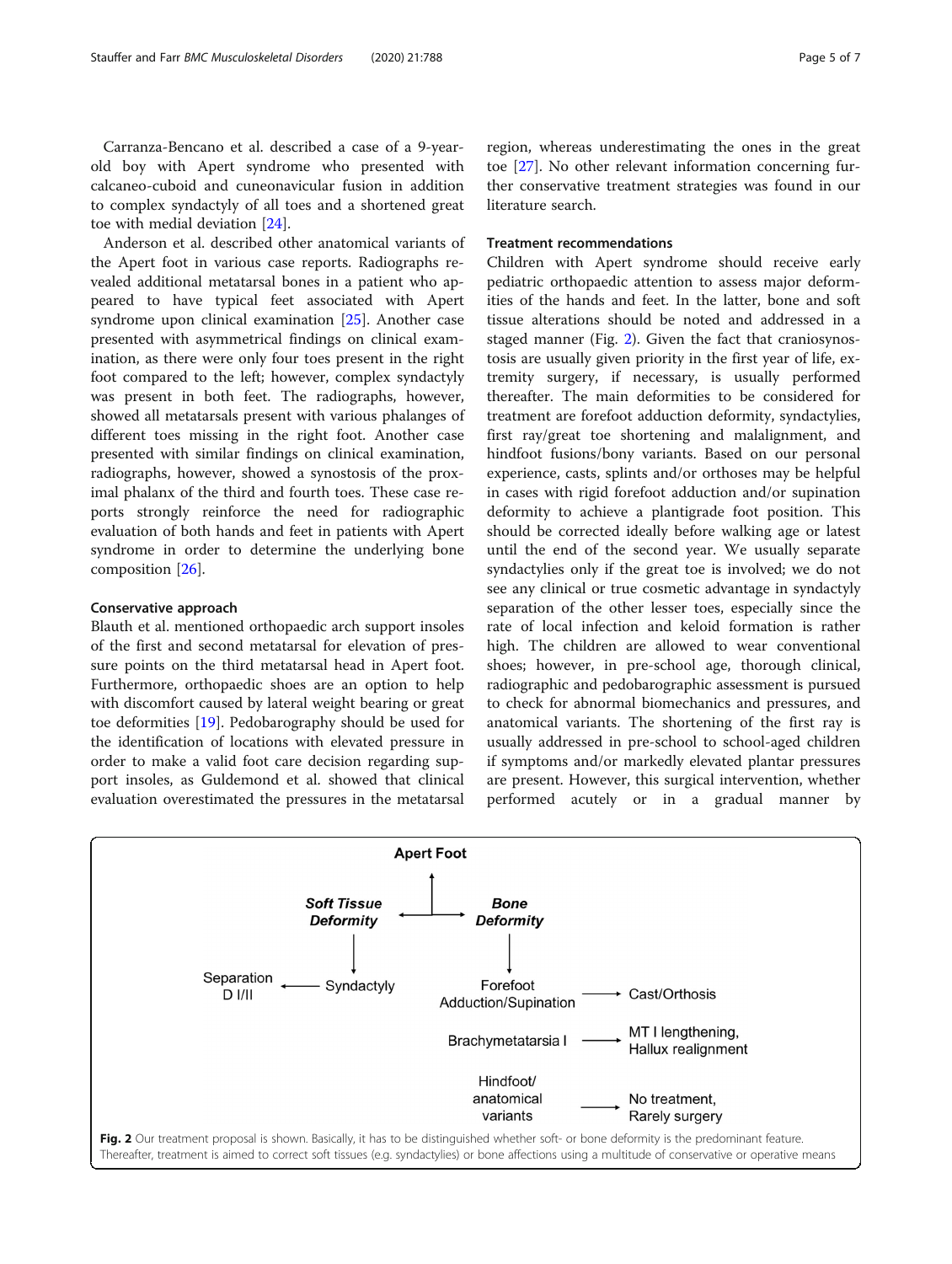Carranza-Bencano et al. described a case of a 9-year-old boy with Apert syndrome who presented with calcaneo-cuboid and cuneonavicular fusion in addition to complex syndactyly of all toes and a shortened great toe with medial deviation [24].

Anderson et al. described other anatomical variants of the Apert foot in various case reports. Radiographs revealed additional metatarsal bones in a patient who appeared to have typical feet associated with Apert syndrome upon clinical examination [25]. Another case presented with asymmetrical findings on clinical examination, as there were only four toes present in the right foot compared to the left; however, complex syndactyly was present in both feet. The radiographs, however, showed all metatarsals present with various phalanges of different toes missing in the right foot. Another case presented with similar findings on clinical examination, radiographs, however, showed a synostosis of the proximal phalanx of the third and fourth toes. These case reports strongly reinforce the need for radiographic evaluation of both hands and feet in patients with Apert syndrome in order to determine the underlying bone composition [26].

### Conservative approach

Blauth et al. mentioned orthopaedic arch support insoles of the first and second metatarsal for elevation of pressure points on the third metatarsal head in Apert foot. Furthermore, orthopaedic shoes are an option to help with discomfort caused by lateral weight bearing or great toe deformities [19]. Pedobarography should be used for the identification of locations with elevated pressure in order to make a valid foot care decision regarding support insoles, as Guldemond et al. showed that clinical evaluation overestimated the pressures in the metatarsal region, whereas underestimating the ones in the great toe [27]. No other relevant information concerning further conservative treatment strategies was found in our literature search.

### Treatment recommendations

Children with Apert syndrome should receive early pediatric orthopaedic attention to assess major deformities of the hands and feet. In the latter, bone and soft tissue alterations should be noted and addressed in a staged manner (Fig. 2). Given the fact that craniosynostosis are usually given priority in the first year of life, extremity surgery, if necessary, is usually performed thereafter. The main deformities to be considered for treatment are forefoot adduction deformity, syndactylies, first ray/great toe shortening and malalignment, and hindfoot fusions/bony variants. Based on our personal experience, casts, splints and/or orthoses may be helpful in cases with rigid forefoot adduction and/or supination deformity to achieve a plantigrade foot position. This should be corrected ideally before walking age or latest until the end of the second year. We usually separate syndactylies only if the great toe is involved; we do not see any clinical or true cosmetic advantage in syndactyly separation of the other lesser toes, especially since the rate of local infection and keloid formation is rather high. The children are allowed to wear conventional shoes; however, in pre-school age, thorough clinical, radiographic and pedobarographic assessment is pursued to check for abnormal biomechanics and pressures, and anatomical variants. The shortening of the first ray is usually addressed in pre-school to school-aged children if symptoms and/or markedly elevated plantar pressures are present. However, this surgical intervention, whether performed acutely or in a gradual manner by

**Apert Foot**

- ***Soft Tissue Deformity***
  - Syndactyly → Separation D I/II
- ***Bone Deformity***
  - Forefoot Adduction/Supination → Cast/Orthosis
  - Brachymetatarsia I → MT I lengthening, Hallux realignment
  - Hindfoot/anatomical variants → No treatment, Rarely surgery

**Fig. 2** Our treatment proposal is shown. Basically, it has to be distinguished whether soft- or bone deformity is the predominant feature. Thereafter, treatment is aimed to correct soft tissues (e.g. syndactylies) or bone affections using a multitude of conservative or operative means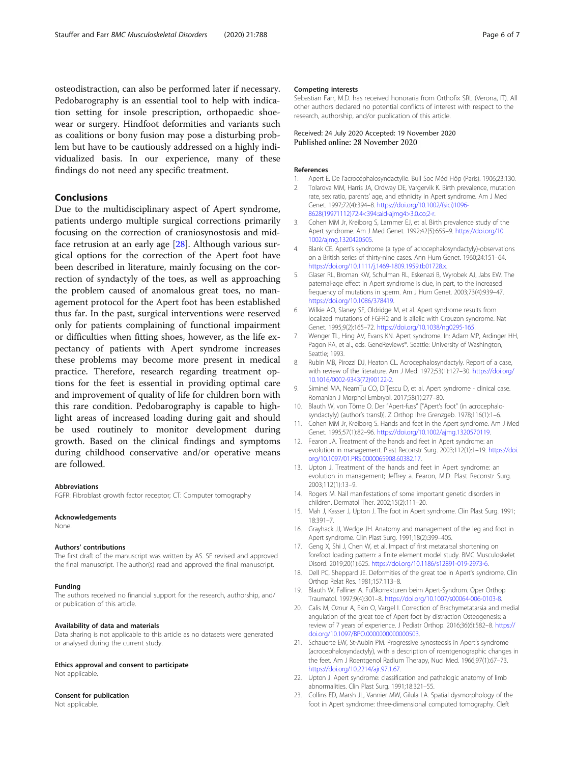osteodistraction, can also be performed later if necessary. Pedobarography is an essential tool to help with indication setting for insole prescription, orthopaedic shoewear or surgery. Hindfoot deformities and variants such as coalitions or bony fusion may pose a disturbing problem but have to be cautiously addressed on a highly individualized basis. In our experience, many of these findings do not need any specific treatment.

## Conclusions

Due to the multidisciplinary aspect of Apert syndrome, patients undergo multiple surgical corrections primarily focusing on the correction of craniosynostosis and midface retrusion at an early age [28]. Although various surgical options for the correction of the Apert foot have been described in literature, mainly focusing on the correction of syndactyly of the toes, as well as approaching the problem caused of anomalous great toes, no management protocol for the Apert foot has been established thus far. In the past, surgical interventions were reserved only for patients complaining of functional impairment or difficulties when fitting shoes, however, as the life expectancy of patients with Apert syndrome increases these problems may become more present in medical practice. Therefore, research regarding treatment options for the feet is essential in providing optimal care and improvement of quality of life for children born with this rare condition. Pedobarography is capable to highlight areas of increased loading during gait and should be used routinely to monitor development during growth. Based on the clinical findings and symptoms during childhood conservative and/or operative means are followed.

#### Abbreviations
FGFR: Fibroblast growth factor receptor; CT: Computer tomography

#### Acknowledgements
None.

#### Authors' contributions
The first draft of the manuscript was written by AS. SF revised and approved the final manuscript. The author(s) read and approved the final manuscript.

#### Funding
The authors received no financial support for the research, authorship, and/or publication of this article.

#### Availability of data and materials
Data sharing is not applicable to this article as no datasets were generated or analysed during the current study.

#### Ethics approval and consent to participate
Not applicable.

#### Consent for publication
Not applicable.

#### Competing interests
Sebastian Farr, M.D. has received honoraria from Orthofix SRL (Verona, IT). All other authors declared no potential conflicts of interest with respect to the research, authorship, and/or publication of this article.

Received: 24 July 2020 Accepted: 19 November 2020
Published online: 28 November 2020

#### References

1. Apert E. De l'acrocéphalosyndactylie. Bull Soc Méd Hôp (Paris). 1906;23:130.
2. Tolarova MM, Harris JA, Ordway DE, Vargervik K. Birth prevalence, mutation rate, sex ratio, parents' age, and ethnicity in Apert syndrome. Am J Med Genet. 1997;72(4):394–8. https://doi.org/10.1002/(sici)1096-8628(19971112)72:4<394::aid-ajmg4>3.0.co;2-r.
3. Cohen MM Jr, Kreiborg S, Lammer EJ, et al. Birth prevalence study of the Apert syndrome. Am J Med Genet. 1992;42(5):655–9. https://doi.org/10.1002/ajmg.1320420505.
4. Blank CE. Apert's syndrome (a type of acrocephalosyndactyly)-observations on a British series of thirty-nine cases. Ann Hum Genet. 1960;24:151–64. https://doi.org/10.1111/j.1469-1809.1959.tb01728.x.
5. Glaser RL, Broman KW, Schulman RL, Eskenazi B, Wyrobek AJ, Jabs EW. The paternal-age effect in Apert syndrome is due, in part, to the increased frequency of mutations in sperm. Am J Hum Genet. 2003;73(4):939–47. https://doi.org/10.1086/378419.
6. Wilkie AO, Slaney SF, Oldridge M, et al. Apert syndrome results from localized mutations of FGFR2 and is allelic with Crouzon syndrome. Nat Genet. 1995;9(2):165–72. https://doi.org/10.1038/ng0295-165.
7. Wenger TL, Hing AV, Evans KN. Apert syndrome. In: Adam MP, Ardinger HH, Pagon RA, et al., eds. GeneReviews®. Seattle: University of Washington, Seattle; 1993.
8. Rubin MB, Pirozzi DJ, Heaton CL. Acrocephalosyndactyly. Report of a case, with review of the literature. Am J Med. 1972;53(1):127–30. https://doi.org/10.1016/0002-9343(72)90122-2.
9. Siminel MA, NeamŢu CO, DiŢescu D, et al. Apert syndrome - clinical case. Romanian J Morphol Embryol. 2017;58(1):277–80.
10. Blauth W, von Törne O. Der "Apert-fuss" ["Apert's foot" (in acrocephalo-syndactyly) (author's transl)]. Z Orthop Ihre Grenzgeb. 1978;116(1):1–6.
11. Cohen MM Jr, Kreiborg S. Hands and feet in the Apert syndrome. Am J Med Genet. 1995;57(1):82–96. https://doi.org/10.1002/ajmg.1320570119.
12. Fearon JA. Treatment of the hands and feet in Apert syndrome: an evolution in management. Plast Reconstr Surg. 2003;112(1):1–19. https://doi.org/10.1097/01.PRS.0000065908.60382.17.
13. Upton J. Treatment of the hands and feet in Apert syndrome: an evolution in management; Jeffrey a. Fearon, M.D. Plast Reconstr Surg. 2003;112(1):13–9.
14. Rogers M. Nail manifestations of some important genetic disorders in children. Dermatol Ther. 2002;15(2):111–20.
15. Mah J, Kasser J, Upton J. The foot in Apert syndrome. Clin Plast Surg. 1991;18:391–7.
16. Grayhack JJ, Wedge JH. Anatomy and management of the leg and foot in Apert syndrome. Clin Plast Surg. 1991;18(2):399–405.
17. Geng X, Shi J, Chen W, et al. Impact of first metatarsal shortening on forefoot loading pattern: a finite element model study. BMC Musculoskelet Disord. 2019;20(1):625. https://doi.org/10.1186/s12891-019-2973-6.
18. Dell PC, Sheppard JE. Deformities of the great toe in Apert's syndrome. Clin Orthop Relat Res. 1981;157:113–8.
19. Blauth W, Falliner A. Fußkorrekturen beim Apert-Syndrom. Oper Orthop Traumatol. 1997;9(4):301–8. https://doi.org/10.1007/s00064-006-0103-8.
20. Calis M, Oznur A, Ekin O, Vargel I. Correction of Brachymetatarsia and medial angulation of the great toe of Apert foot by distraction Osteogenesis: a review of 7 years of experience. J Pediatr Orthop. 2016;36(6):582–8. https://doi.org/10.1097/BPO.0000000000000503.
21. Schauerte EW, St-Aubin PM. Progressive synosteosis in Apert's syndrome (acrocephalosyndactyly), with a description of roentgenographic changes in the feet. Am J Roentgenol Radium Therapy, Nucl Med. 1966;97(1):67–73. https://doi.org/10.2214/ajr.97.1.67.
22. Upton J. Apert syndrome: classification and pathalogic anatomy of limb abnormalities. Clin Plast Surg. 1991;18:321–55.
23. Collins ED, Marsh JL, Vannier MW, Gilula LA. Spatial dysmorphology of the foot in Apert syndrome: three-dimensional computed tomography. Cleft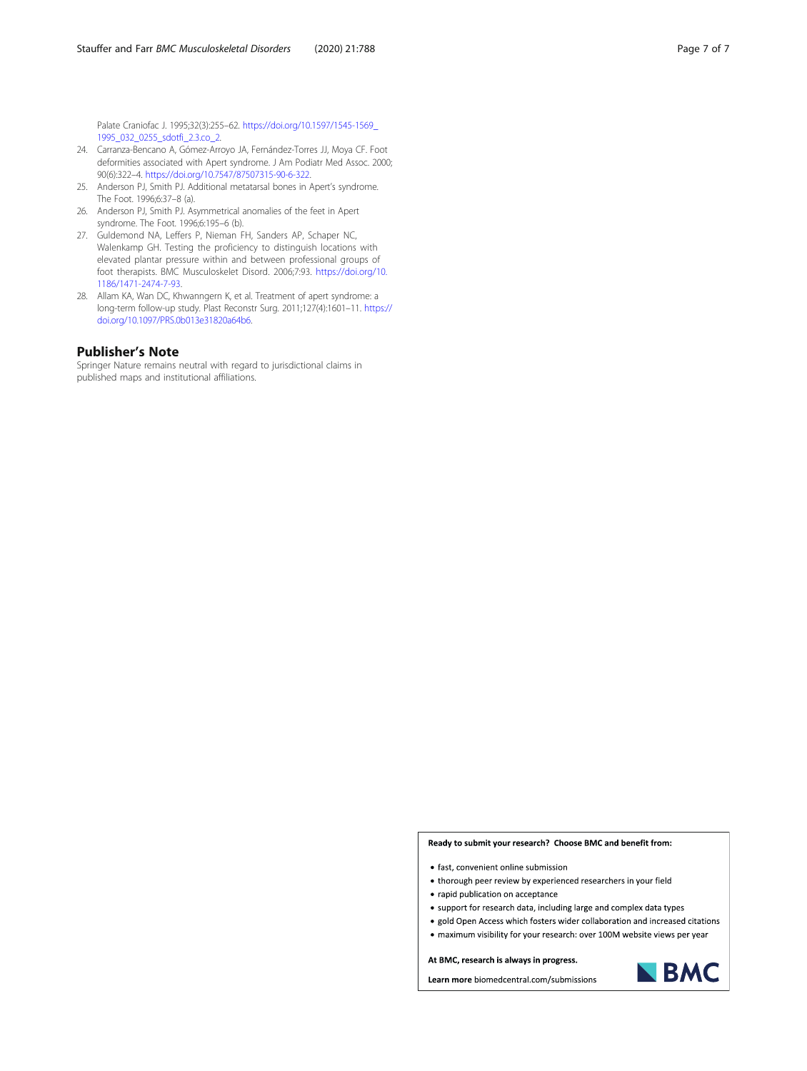Palate Craniofac J. 1995;32(3):255–62. https://doi.org/10.1597/1545-1569_1995_032_0255_sdotfi_2.3.co_2.

24. Carranza-Bencano A, Gómez-Arroyo JA, Fernández-Torres JJ, Moya CF. Foot deformities associated with Apert syndrome. J Am Podiatr Med Assoc. 2000; 90(6):322–4. https://doi.org/10.7547/87507315-90-6-322.
25. Anderson PJ, Smith PJ. Additional metatarsal bones in Apert's syndrome. The Foot. 1996;6:37–8 (a).
26. Anderson PJ, Smith PJ. Asymmetrical anomalies of the feet in Apert syndrome. The Foot. 1996;6:195–6 (b).
27. Guldemond NA, Leffers P, Nieman FH, Sanders AP, Schaper NC, Walenkamp GH. Testing the proficiency to distinguish locations with elevated plantar pressure within and between professional groups of foot therapists. BMC Musculoskelet Disord. 2006;7:93. https://doi.org/10.1186/1471-2474-7-93.
28. Allam KA, Wan DC, Khwanngern K, et al. Treatment of apert syndrome: a long-term follow-up study. Plast Reconstr Surg. 2011;127(4):1601–11. https://doi.org/10.1097/PRS.0b013e31820a64b6.

## Publisher's Note

Springer Nature remains neutral with regard to jurisdictional claims in published maps and institutional affiliations.

**Ready to submit your research? Choose BMC and benefit from:**

- fast, convenient online submission
- thorough peer review by experienced researchers in your field
- rapid publication on acceptance
- support for research data, including large and complex data types
- gold Open Access which fosters wider collaboration and increased citations
- maximum visibility for your research: over 100M website views per year

**At BMC, research is always in progress.**

**Learn more** biomedcentral.com/submissions